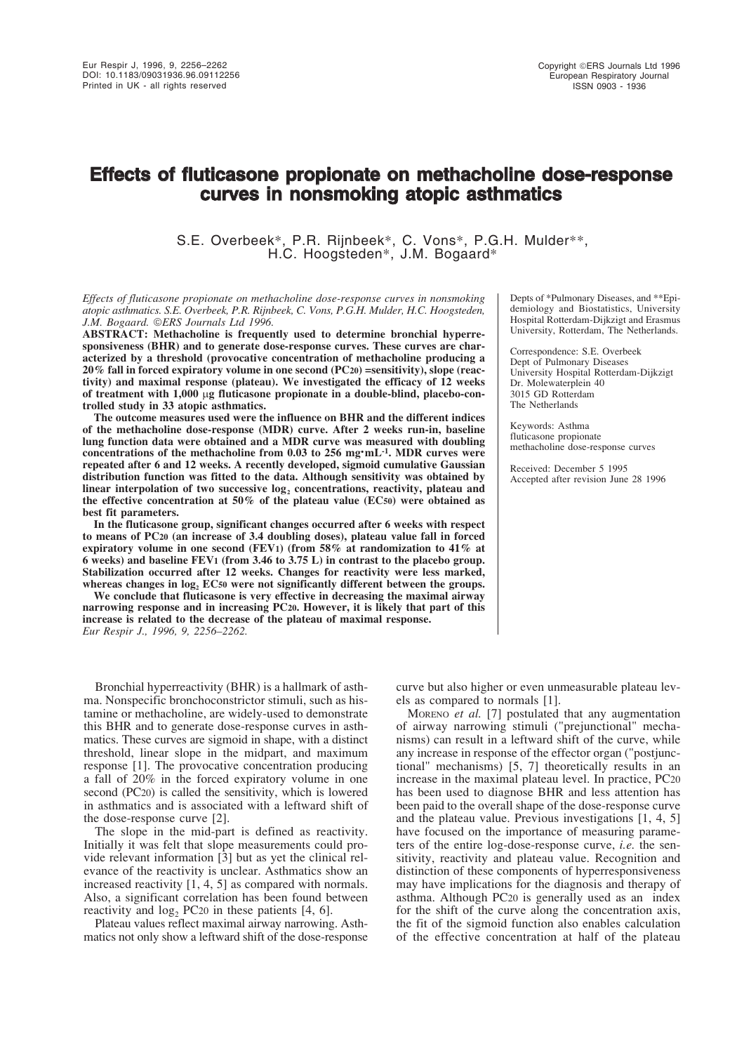# Effects of fluticasone propionate on methacholine dose-response curves in nonsmoking atopic asthmatics

S.E. Overbeek*, P.R. Rijnbeek*, C. Vons*, P.G.H. Mulder**, H.C. Hoogsteden*, J.M. Bogaard*

*Effects of fluticasone propionate on methacholine dose-response curves in nonsmoking atopic asthmatics. S.E. Overbeek, P.R. Rijnbeek, C. Vons, P.G.H. Mulder, H.C. Hoogsteden, J.M. Bogaard. ©ERS Journals Ltd 1996.*

**ABSTRACT: Methacholine is frequently used to determine bronchial hyperresponsiveness (BHR) and to generate dose-response curves. These curves are characterized by a threshold (provocative concentration of methacholine producing a 20% fall in forced expiratory volume in one second ($PC_{20}$) =sensitivity), slope (reactivity) and maximal response (plateau). We investigated the efficacy of 12 weeks of treatment with 1,000 µg fluticasone propionate in a double-blind, placebo-controlled study in 33 atopic asthmatics.**

**The outcome measures used were the influence on BHR and the different indices of the methacholine dose-response (MDR) curve. After 2 weeks run-in, baseline lung function data were obtained and a MDR curve was measured with doubling concentrations of the methacholine from 0.03 to 256 mg·mL⁻¹. MDR curves were repeated after 6 and 12 weeks. A recently developed, sigmoid cumulative Gaussian distribution function was fitted to the data. Although sensitivity was obtained by linear interpolation of two successive $\log_2$ concentrations, reactivity, plateau and the effective concentration at 50% of the plateau value ($EC_{50}$) were obtained as best fit parameters.**

**In the fluticasone group, significant changes occurred after 6 weeks with respect to means of $PC_{20}$ (an increase of 3.4 doubling doses), plateau value fall in forced expiratory volume in one second ($FEV_1$) (from 58% at randomization to 41% at 6 weeks) and baseline $FEV_1$ (from 3.46 to 3.75 L) in contrast to the placebo group. Stabilization occurred after 12 weeks. Changes for reactivity were less marked, whereas changes in $\log_2 EC_{50}$ were not significantly different between the groups.**

**We conclude that fluticasone is very effective in decreasing the maximal airway narrowing response and in increasing $PC_{20}$. However, it is likely that part of this increase is related to the decrease of the plateau of maximal response.**

*Eur Respir J., 1996, 9, 2256–2262.*

Depts of *Pulmonary Diseases, and **Epidemiology and Biostatistics, University Hospital Rotterdam-Dijkzigt and Erasmus University, Rotterdam, The Netherlands.

Correspondence: S.E. Overbeek
Dept of Pulmonary Diseases
University Hospital Rotterdam-Dijkzigt
Dr. Molewaterplein 40
3015 GD Rotterdam
The Netherlands

Keywords: Asthma
fluticasone propionate
methacholine dose-response curves

Received: December 5 1995
Accepted after revision June 28 1996

Bronchial hyperreactivity (BHR) is a hallmark of asthma. Nonspecific bronchoconstrictor stimuli, such as histamine or methacholine, are widely-used to demonstrate this BHR and to generate dose-response curves in asthmatics. These curves are sigmoid in shape, with a distinct threshold, linear slope in the midpart, and maximum response [1]. The provocative concentration producing a fall of 20% in the forced expiratory volume in one second ($PC_{20}$) is called the sensitivity, which is lowered in asthmatics and is associated with a leftward shift of the dose-response curve [2].

The slope in the mid-part is defined as reactivity. Initially it was felt that slope measurements could provide relevant information [3] but as yet the clinical relevance of the reactivity is unclear. Asthmatics show an increased reactivity [1, 4, 5] as compared with normals. Also, a significant correlation has been found between reactivity and $\log_2 PC_{20}$ in these patients [4, 6].

Plateau values reflect maximal airway narrowing. Asthmatics not only show a leftward shift of the dose-response curve but also higher or even unmeasurable plateau levels as compared to normals [1].

Moreno *et al.* [7] postulated that any augmentation of airway narrowing stimuli ("prejunctional" mechanisms) can result in a leftward shift of the curve, while any increase in response of the effector organ ("postjunctional" mechanisms) [5, 7] theoretically results in an increase in the maximal plateau level. In practice, $PC_{20}$ has been used to diagnose BHR and less attention has been paid to the overall shape of the dose-response curve and the plateau value. Previous investigations [1, 4, 5] have focused on the importance of measuring parameters of the entire log-dose-response curve, *i.e.* the sensitivity, reactivity and plateau value. Recognition and distinction of these components of hyperresponsiveness may have implications for the diagnosis and therapy of asthma. Although $PC_{20}$ is generally used as an index for the shift of the curve along the concentration axis, the fit of the sigmoid function also enables calculation of the effective concentration at half of the plateau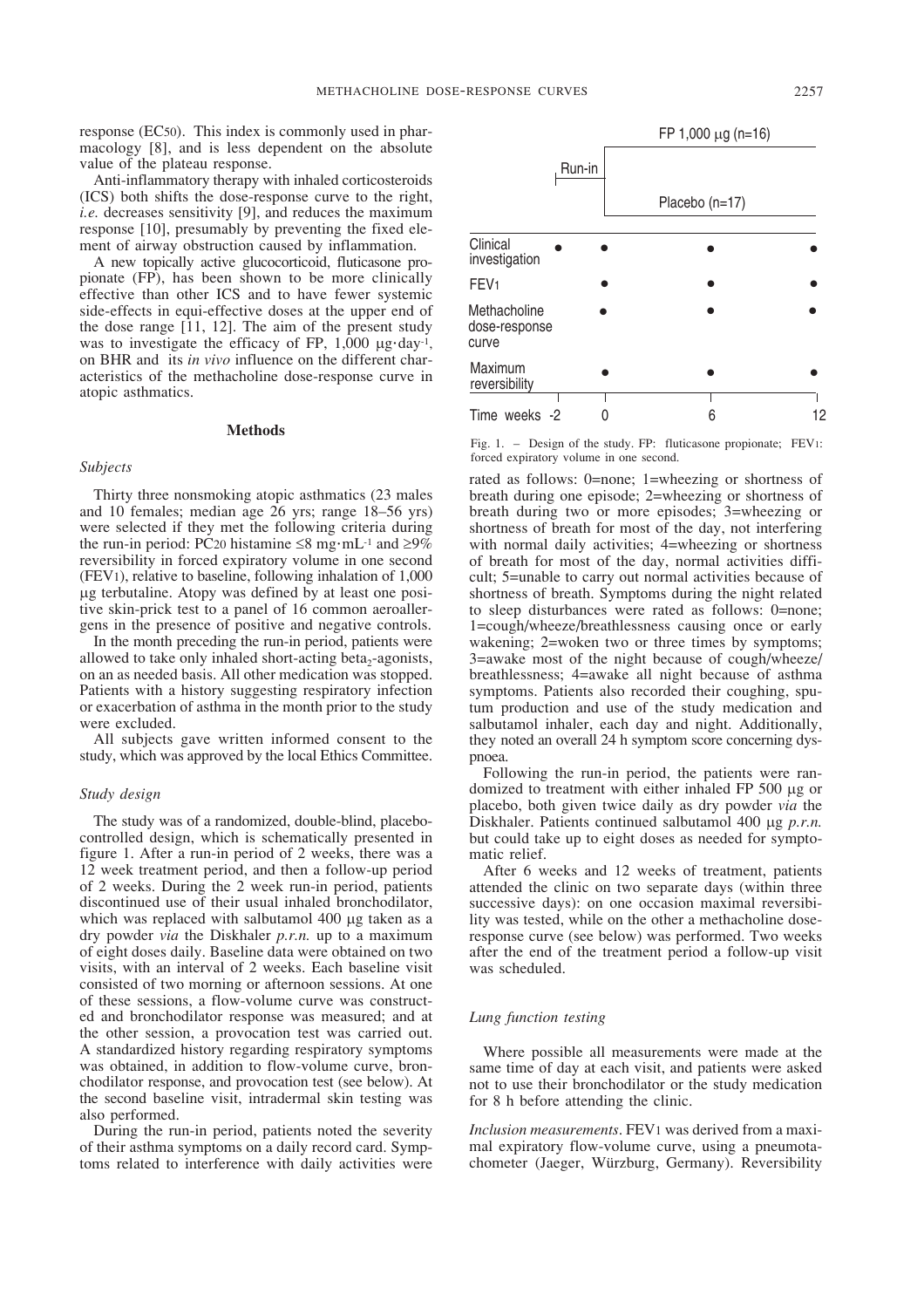response ($EC_{50}$). This index is commonly used in pharmacology [8], and is less dependent on the absolute value of the plateau response.

Anti-inflammatory therapy with inhaled corticosteroids (ICS) both shifts the dose-response curve to the right, *i.e.* decreases sensitivity [9], and reduces the maximum response [10], presumably by preventing the fixed element of airway obstruction caused by inflammation.

A new topically active glucocorticoid, fluticasone propionate (FP), has been shown to be more clinically effective than other ICS and to have fewer systemic side-effects in equi-effective doses at the upper end of the dose range [11, 12]. The aim of the present study was to investigate the efficacy of FP, 1,000 μg·day$^{-1}$, on BHR and its *in vivo* influence on the different characteristics of the methacholine dose-response curve in atopic asthmatics.

## Methods

### *Subjects*

Thirty three nonsmoking atopic asthmatics (23 males and 10 females; median age 26 yrs; range 18–56 yrs) were selected if they met the following criteria during the run-in period: $PC_{20}$ histamine ≤8 mg·mL$^{-1}$ and ≥9% reversibility in forced expiratory volume in one second ($FEV_1$), relative to baseline, following inhalation of 1,000 μg terbutaline. Atopy was defined by at least one positive skin-prick test to a panel of 16 common aeroallergens in the presence of positive and negative controls.

In the month preceding the run-in period, patients were allowed to take only inhaled short-acting beta$_2$-agonists, on an as needed basis. All other medication was stopped. Patients with a history suggesting respiratory infection or exacerbation of asthma in the month prior to the study were excluded.

All subjects gave written informed consent to the study, which was approved by the local Ethics Committee.

### *Study design*

The study was of a randomized, double-blind, placebo-controlled design, which is schematically presented in figure 1. After a run-in period of 2 weeks, there was a 12 week treatment period, and then a follow-up period of 2 weeks. During the 2 week run-in period, patients discontinued use of their usual inhaled bronchodilator, which was replaced with salbutamol 400 μg taken as a dry powder *via* the Diskhaler *p.r.n.* up to a maximum of eight doses daily. Baseline data were obtained on two visits, with an interval of 2 weeks. Each baseline visit consisted of two morning or afternoon sessions. At one of these sessions, a flow-volume curve was constructed and bronchodilator response was measured; and at the other session, a provocation test was carried out. A standardized history regarding respiratory symptoms was obtained, in addition to flow-volume curve, bronchodilator response, and provocation test (see below). At the second baseline visit, intradermal skin testing was also performed.

During the run-in period, patients noted the severity of their asthma symptoms on a daily record card. Symptoms related to interference with daily activities were rated as follows: 0=none; 1=wheezing or shortness of breath during one episode; 2=wheezing or shortness of breath during two or more episodes; 3=wheezing or shortness of breath for most of the day, not interfering with normal daily activities; 4=wheezing or shortness of breath for most of the day, normal activities difficult; 5=unable to carry out normal activities because of shortness of breath. Symptoms during the night related to sleep disturbances were rated as follows: 0=none; 1=cough/wheeze/breathlessness causing once or early wakening; 2=woken two or three times by symptoms; 3=awake most of the night because of cough/wheeze/breathlessness; 4=awake all night because of asthma symptoms. Patients also recorded their coughing, sputum production and use of the study medication and salbutamol inhaler, each day and night. Additionally, they noted an overall 24 h symptom score concerning dyspnoea.

| | Run-in (weeks -2 to 0) | Treatment: FP 1,000 μg (n=16) / Placebo (n=17) | | |
|---|---|---|---|---|
| Time weeks | -2 | 0 | 6 | 12 |
| Clinical investigation | ● | ● | ● | ● |
| $FEV_1$ | | ● | ● | ● |
| Methacholine dose-response curve | | ● | ● | ● |
| Maximum reversibility | | ● | ● | ● |

Fig. 1. – Design of the study. FP: fluticasone propionate; $FEV_1$: forced expiratory volume in one second.

Following the run-in period, the patients were randomized to treatment with either inhaled FP 500 μg or placebo, both given twice daily as dry powder *via* the Diskhaler. Patients continued salbutamol 400 μg *p.r.n.* but could take up to eight doses as needed for symptomatic relief.

After 6 weeks and 12 weeks of treatment, patients attended the clinic on two separate days (within three successive days): on one occasion maximal reversibility was tested, while on the other a methacholine dose-response curve (see below) was performed. Two weeks after the end of the treatment period a follow-up visit was scheduled.

### *Lung function testing*

Where possible all measurements were made at the same time of day at each visit, and patients were asked not to use their bronchodilator or the study medication for 8 h before attending the clinic.

*Inclusion measurements*. $FEV_1$ was derived from a maximal expiratory flow-volume curve, using a pneumotachometer (Jaeger, Würzburg, Germany). Reversibility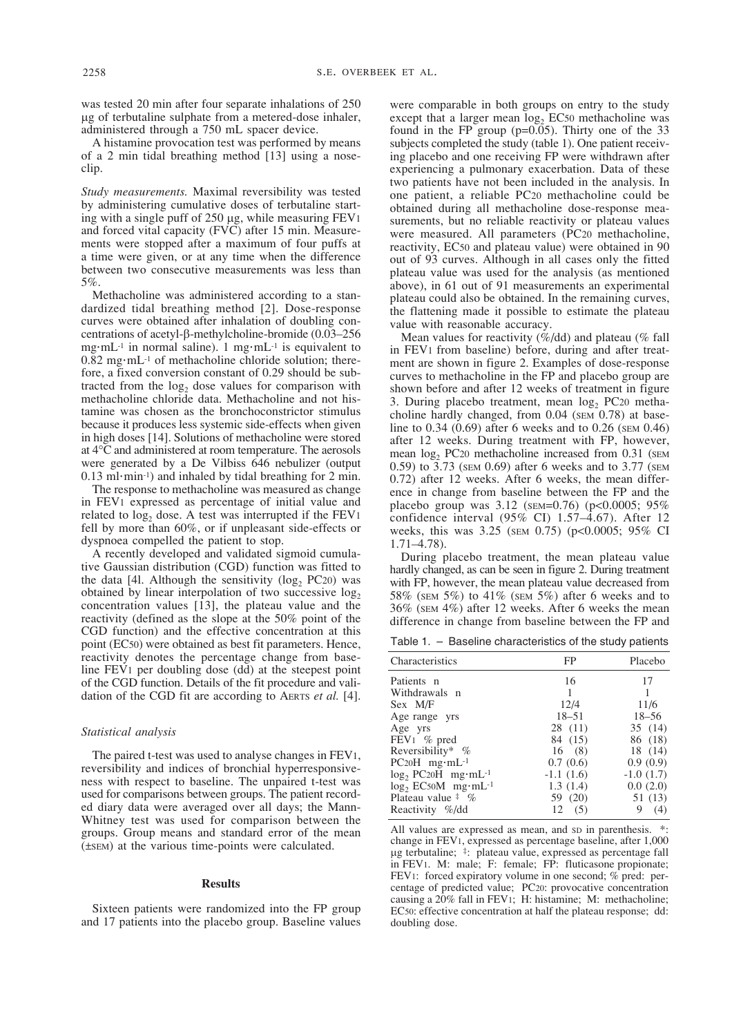was tested 20 min after four separate inhalations of 250 μg of terbutaline sulphate from a metered-dose inhaler, administered through a 750 mL spacer device.

A histamine provocation test was performed by means of a 2 min tidal breathing method [13] using a noseclip.

*Study measurements.* Maximal reversibility was tested by administering cumulative doses of terbutaline starting with a single puff of 250 μg, while measuring $FEV_1$ and forced vital capacity (FVC) after 15 min. Measurements were stopped after a maximum of four puffs at a time were given, or at any time when the difference between two consecutive measurements was less than 5%.

Methacholine was administered according to a standardized tidal breathing method [2]. Dose-response curves were obtained after inhalation of doubling concentrations of acetyl-β-methylcholine-bromide (0.03–256 $mg \cdot mL^{-1}$ in normal saline). 1 $mg \cdot mL^{-1}$ is equivalent to 0.82 $mg \cdot mL^{-1}$ of methacholine chloride solution; therefore, a fixed conversion constant of 0.29 should be subtracted from the $\log_2$ dose values for comparison with methacholine chloride data. Methacholine and not histamine was chosen as the bronchoconstrictor stimulus because it produces less systemic side-effects when given in high doses [14]. Solutions of methacholine were stored at 4°C and administered at room temperature. The aerosols were generated by a De Vilbiss 646 nebulizer (output 0.13 $ml \cdot min^{-1}$) and inhaled by tidal breathing for 2 min.

The response to methacholine was measured as change in $FEV_1$ expressed as percentage of initial value and related to $\log_2$ dose. A test was interrupted if the $FEV_1$ fell by more than 60%, or if unpleasant side-effects or dyspnoea compelled the patient to stop.

A recently developed and validated sigmoid cumulative Gaussian distribution (CGD) function was fitted to the data [4]. Although the sensitivity ($\log_2$ $PC_{20}$) was obtained by linear interpolation of two successive $\log_2$ concentration values [13], the plateau value and the reactivity (defined as the slope at the 50% point of the CGD function) and the effective concentration at this point ($EC_{50}$) were obtained as best fit parameters. Hence, reactivity denotes the percentage change from baseline $FEV_1$ per doubling dose (dd) at the steepest point of the CGD function. Details of the fit procedure and validation of the CGD fit are according to AERTS *et al.* [4].

### *Statistical analysis*

The paired t-test was used to analyse changes in $FEV_1$, reversibility and indices of bronchial hyperresponsiveness with respect to baseline. The unpaired t-test was used for comparisons between groups. The patient recorded diary data were averaged over all days; the Mann-Whitney test was used for comparison between the groups. Group means and standard error of the mean (±SEM) at the various time-points were calculated.

## Results

Sixteen patients were randomized into the FP group and 17 patients into the placebo group. Baseline values were comparable in both groups on entry to the study except that a larger mean $\log_2$ $EC_{50}$ methacholine was found in the FP group (p=0.05). Thirty one of the 33 subjects completed the study (table 1). One patient receiving placebo and one receiving FP were withdrawn after experiencing a pulmonary exacerbation. Data of these two patients have not been included in the analysis. In one patient, a reliable $PC_{20}$ methacholine could be obtained during all methacholine dose-response measurements, but no reliable reactivity or plateau values were measured. All parameters ($PC_{20}$ methacholine, reactivity, $EC_{50}$ and plateau value) were obtained in 90 out of 93 curves. Although in all cases only the fitted plateau value was used for the analysis (as mentioned above), in 61 out of 91 measurements an experimental plateau could also be obtained. In the remaining curves, the flattening made it possible to estimate the plateau value with reasonable accuracy.

Mean values for reactivity (%/dd) and plateau (% fall in $FEV_1$ from baseline) before, during and after treatment are shown in figure 2. Examples of dose-response curves to methacholine in the FP and placebo group are shown before and after 12 weeks of treatment in figure 3. During placebo treatment, mean $\log_2$ $PC_{20}$ methacholine hardly changed, from 0.04 (SEM 0.78) at baseline to 0.34 (0.69) after 6 weeks and to 0.26 (SEM 0.46) after 12 weeks. During treatment with FP, however, mean $\log_2$ $PC_{20}$ methacholine increased from 0.31 (SEM 0.59) to 3.73 (SEM 0.69) after 6 weeks and to 3.77 (SEM 0.72) after 12 weeks. After 6 weeks, the mean difference in change from baseline between the FP and the placebo group was 3.12 (SEM=0.76) (p<0.0005; 95% confidence interval (95% CI) 1.57–4.67). After 12 weeks, this was 3.25 (SEM 0.75) (p<0.0005; 95% CI 1.71–4.78).

During placebo treatment, the mean plateau value hardly changed, as can be seen in figure 2. During treatment with FP, however, the mean plateau value decreased from 58% (SEM 5%) to 41% (SEM 5%) after 6 weeks and to 36% (SEM 4%) after 12 weeks. After 6 weeks the mean difference in change from baseline between the FP and

Table 1. – Baseline characteristics of the study patients

| Characteristics | FP | Placebo |
|---|---|---|
| Patients n | 16 | 17 |
| Withdrawals n | 1 | 1 |
| Sex M/F | 12/4 | 11/6 |
| Age range yrs | 18–51 | 18–56 |
| Age yrs | 28 (11) | 35 (14) |
| $FEV_1$ % pred | 84 (15) | 86 (18) |
| Reversibility* % | 16 (8) | 18 (14) |
| $PC_{20}H$ $mg \cdot mL^{-1}$ | 0.7 (0.6) | 0.9 (0.9) |
| $\log_2$ $PC_{20}H$ $mg \cdot mL^{-1}$ | -1.1 (1.6) | -1.0 (1.7) |
| $\log_2$ $EC_{50}M$ $mg \cdot mL^{-1}$ | 1.3 (1.4) | 0.0 (2.0) |
| Plateau value ‡ % | 59 (20) | 51 (13) |
| Reactivity %/dd | 12 (5) | 9 (4) |

All values are expressed as mean, and SD in parenthesis. *: change in $FEV_1$, expressed as percentage baseline, after 1,000 μg terbutaline; ‡: plateau value, expressed as percentage fall in $FEV_1$. M: male; F: female; FP: fluticasone propionate; $FEV_1$: forced expiratory volume in one second; % pred: percentage of predicted value; $PC_{20}$: provocative concentration causing a 20% fall in $FEV_1$; H: histamine; M: methacholine; $EC_{50}$: effective concentration at half the plateau response; dd: doubling dose.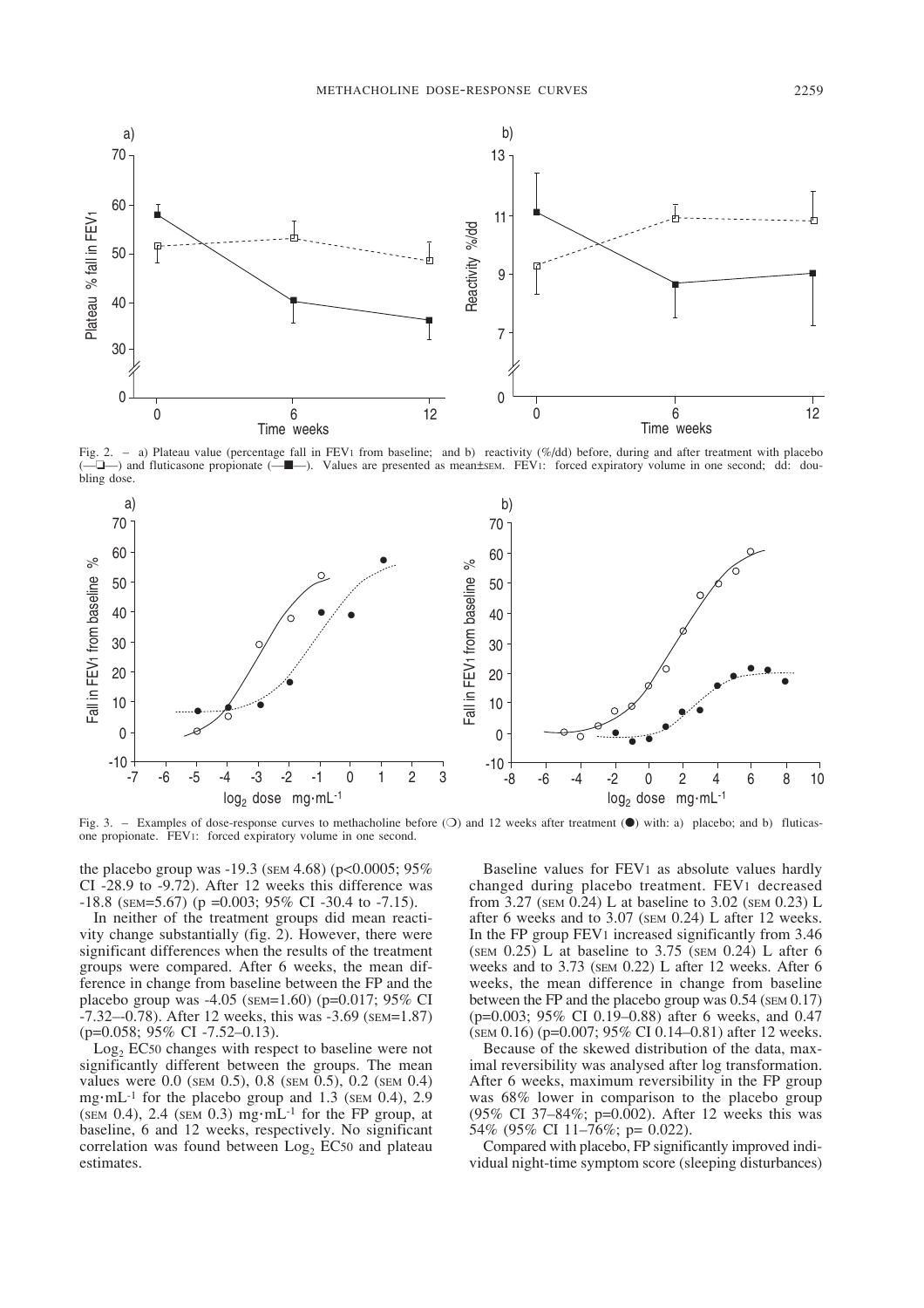Fig. 2. – a) Plateau value (percentage fall in $FEV_1$ from baseline; and b) reactivity (%/dd) before, during and after treatment with placebo (—□—) and fluticasone propionate (—■—). Values are presented as mean±SEM. $FEV_1$: forced expiratory volume in one second; dd: doubling dose.

Fig. 3. – Examples of dose-response curves to methacholine before (○) and 12 weeks after treatment (●) with: a) placebo; and b) fluticasone propionate. $FEV_1$: forced expiratory volume in one second.

the placebo group was -19.3 (SEM 4.68) ($p<0.0005$; 95% CI -28.9 to -9.72). After 12 weeks this difference was -18.8 (SEM=5.67) ($p=0.003$; 95% CI -30.4 to -7.15).

In neither of the treatment groups did mean reactivity change substantially (fig. 2). However, there were significant differences when the results of the treatment groups were compared. After 6 weeks, the mean difference in change from baseline between the FP and the placebo group was -4.05 (SEM=1.60) ($p=0.017$; 95% CI -7.32–-0.78). After 12 weeks, this was -3.69 (SEM=1.87) ($p=0.058$; 95% CI -7.52–0.13).

$Log_2$ $EC_{50}$ changes with respect to baseline were not significantly different between the groups. The mean values were 0.0 (SEM 0.5), 0.8 (SEM 0.5), 0.2 (SEM 0.4) mg·mL$^{-1}$ for the placebo group and 1.3 (SEM 0.4), 2.9 (SEM 0.4), 2.4 (SEM 0.3) mg·mL$^{-1}$ for the FP group, at baseline, 6 and 12 weeks, respectively. No significant correlation was found between $Log_2$ $EC_{50}$ and plateau estimates.

Baseline values for $FEV_1$ as absolute values hardly changed during placebo treatment. $FEV_1$ decreased from 3.27 (SEM 0.24) L at baseline to 3.02 (SEM 0.23) L after 6 weeks and to 3.07 (SEM 0.24) L after 12 weeks. In the FP group $FEV_1$ increased significantly from 3.46 (SEM 0.25) L at baseline to 3.75 (SEM 0.24) L after 6 weeks and to 3.73 (SEM 0.22) L after 12 weeks. After 6 weeks, the mean difference in change from baseline between the FP and the placebo group was 0.54 (SEM 0.17) ($p=0.003$; 95% CI 0.19–0.88) after 6 weeks, and 0.47 (SEM 0.16) ($p=0.007$; 95% CI 0.14–0.81) after 12 weeks.

Because of the skewed distribution of the data, maximal reversibility was analysed after log transformation. After 6 weeks, maximum reversibility in the FP group was 68% lower in comparison to the placebo group (95% CI 37–84%; $p=0.002$). After 12 weeks this was 54% (95% CI 11–76%; $p=0.022$).

Compared with placebo, FP significantly improved individual night-time symptom score (sleeping disturbances)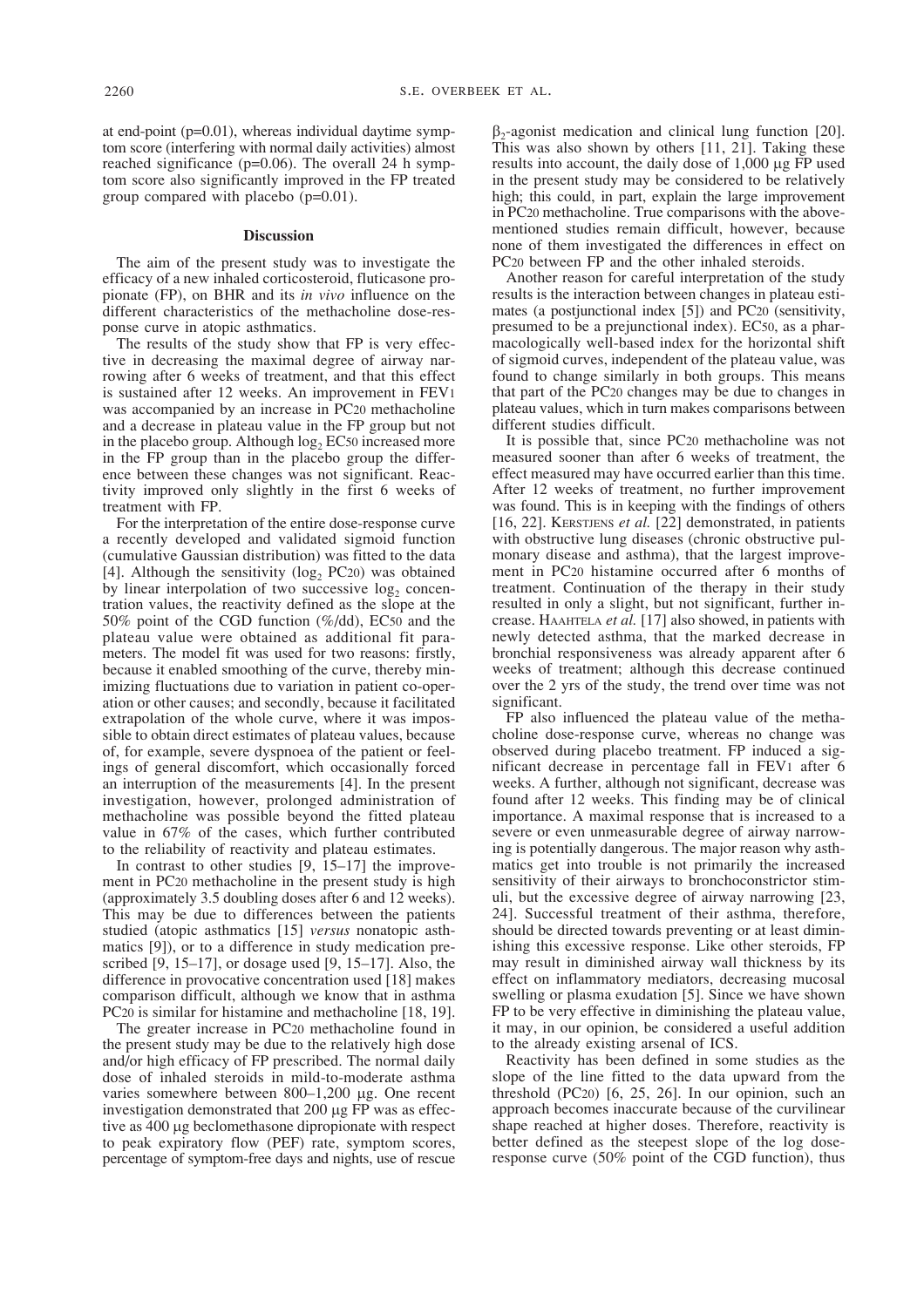at end-point (p=0.01), whereas individual daytime symptom score (interfering with normal daily activities) almost reached significance (p=0.06). The overall 24 h symptom score also significantly improved in the FP treated group compared with placebo (p=0.01).

## Discussion

The aim of the present study was to investigate the efficacy of a new inhaled corticosteroid, fluticasone propionate (FP), on BHR and its *in vivo* influence on the different characteristics of the methacholine dose-response curve in atopic asthmatics.

The results of the study show that FP is very effective in decreasing the maximal degree of airway narrowing after 6 weeks of treatment, and that this effect is sustained after 12 weeks. An improvement in $FEV_1$ was accompanied by an increase in $PC_{20}$ methacholine and a decrease in plateau value in the FP group but not in the placebo group. Although $\log_2 EC_{50}$ increased more in the FP group than in the placebo group the difference between these changes was not significant. Reactivity improved only slightly in the first 6 weeks of treatment with FP.

For the interpretation of the entire dose-response curve a recently developed and validated sigmoid function (cumulative Gaussian distribution) was fitted to the data [4]. Although the sensitivity ($\log_2 PC_{20}$) was obtained by linear interpolation of two successive $\log_2$ concentration values, the reactivity defined as the slope at the 50% point of the CGD function (%/dd), $EC_{50}$ and the plateau value were obtained as additional fit parameters. The model fit was used for two reasons: firstly, because it enabled smoothing of the curve, thereby minimizing fluctuations due to variation in patient co-operation or other causes; and secondly, because it facilitated extrapolation of the whole curve, where it was impossible to obtain direct estimates of plateau values, because of, for example, severe dyspnoea of the patient or feelings of general discomfort, which occasionally forced an interruption of the measurements [4]. In the present investigation, however, prolonged administration of methacholine was possible beyond the fitted plateau value in 67% of the cases, which further contributed to the reliability of reactivity and plateau estimates.

In contrast to other studies [9, 15–17] the improvement in $PC_{20}$ methacholine in the present study is high (approximately 3.5 doubling doses after 6 and 12 weeks). This may be due to differences between the patients studied (atopic asthmatics [15] *versus* nonatopic asthmatics [9]), or to a difference in study medication prescribed [9, 15–17], or dosage used [9, 15–17]. Also, the difference in provocative concentration used [18] makes comparison difficult, although we know that in asthma $PC_{20}$ is similar for histamine and methacholine [18, 19].

The greater increase in $PC_{20}$ methacholine found in the present study may be due to the relatively high dose and/or high efficacy of FP prescribed. The normal daily dose of inhaled steroids in mild-to-moderate asthma varies somewhere between 800–1,200 µg. One recent investigation demonstrated that 200 µg FP was as effective as 400 µg beclomethasone dipropionate with respect to peak expiratory flow (PEF) rate, symptom scores, percentage of symptom-free days and nights, use of rescue $\beta_2$-agonist medication and clinical lung function [20]. This was also shown by others [11, 21]. Taking these results into account, the daily dose of 1,000 µg FP used in the present study may be considered to be relatively high; this could, in part, explain the large improvement in $PC_{20}$ methacholine. True comparisons with the above-mentioned studies remain difficult, however, because none of them investigated the differences in effect on $PC_{20}$ between FP and the other inhaled steroids.

Another reason for careful interpretation of the study results is the interaction between changes in plateau estimates (a postjunctional index [5]) and $PC_{20}$ (sensitivity, presumed to be a prejunctional index). $EC_{50}$, as a pharmacologically well-based index for the horizontal shift of sigmoid curves, independent of the plateau value, was found to change similarly in both groups. This means that part of the $PC_{20}$ changes may be due to changes in plateau values, which in turn makes comparisons between different studies difficult.

It is possible that, since $PC_{20}$ methacholine was not measured sooner than after 6 weeks of treatment, the effect measured may have occurred earlier than this time. After 12 weeks of treatment, no further improvement was found. This is in keeping with the findings of others [16, 22]. Kerstjens *et al.* [22] demonstrated, in patients with obstructive lung diseases (chronic obstructive pulmonary disease and asthma), that the largest improvement in $PC_{20}$ histamine occurred after 6 months of treatment. Continuation of the therapy in their study resulted in only a slight, but not significant, further increase. Haahtela *et al.* [17] also showed, in patients with newly detected asthma, that the marked decrease in bronchial responsiveness was already apparent after 6 weeks of treatment; although this decrease continued over the 2 yrs of the study, the trend over time was not significant.

FP also influenced the plateau value of the methacholine dose-response curve, whereas no change was observed during placebo treatment. FP induced a significant decrease in percentage fall in $FEV_1$ after 6 weeks. A further, although not significant, decrease was found after 12 weeks. This finding may be of clinical importance. A maximal response that is increased to a severe or even unmeasurable degree of airway narrowing is potentially dangerous. The major reason why asthmatics get into trouble is not primarily the increased sensitivity of their airways to bronchoconstrictor stimuli, but the excessive degree of airway narrowing [23, 24]. Successful treatment of their asthma, therefore, should be directed towards preventing or at least diminishing this excessive response. Like other steroids, FP may result in diminished airway wall thickness by its effect on inflammatory mediators, decreasing mucosal swelling or plasma exudation [5]. Since we have shown FP to be very effective in diminishing the plateau value, it may, in our opinion, be considered a useful addition to the already existing arsenal of ICS.

Reactivity has been defined in some studies as the slope of the line fitted to the data upward from the threshold ($PC_{20}$) [6, 25, 26]. In our opinion, such an approach becomes inaccurate because of the curvilinear shape reached at higher doses. Therefore, reactivity is better defined as the steepest slope of the log dose-response curve (50% point of the CGD function), thus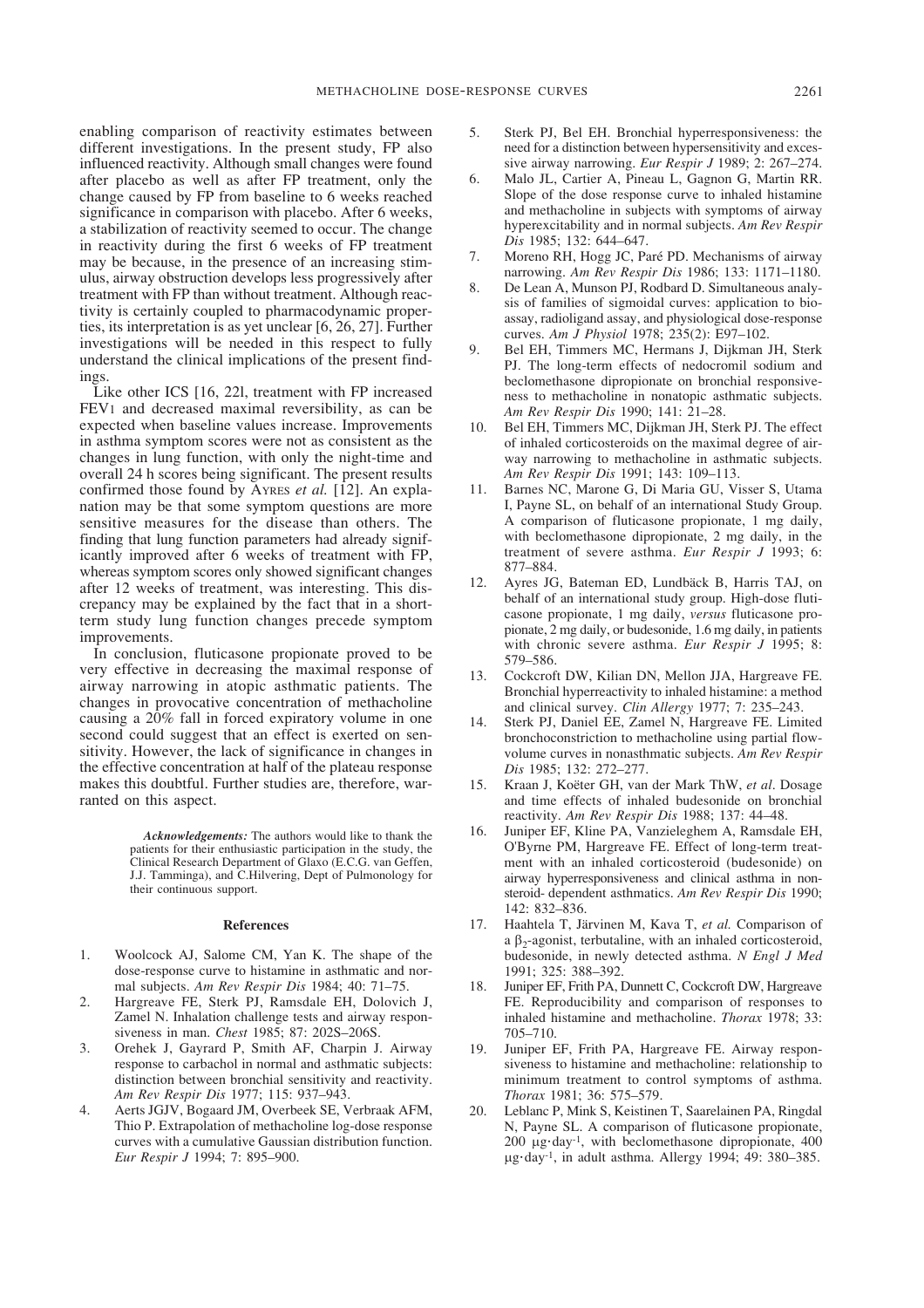enabling comparison of reactivity estimates between different investigations. In the present study, FP also influenced reactivity. Although small changes were found after placebo as well as after FP treatment, only the change caused by FP from baseline to 6 weeks reached significance in comparison with placebo. After 6 weeks, a stabilization of reactivity seemed to occur. The change in reactivity during the first 6 weeks of FP treatment may be because, in the presence of an increasing stimulus, airway obstruction develops less progressively after treatment with FP than without treatment. Although reactivity is certainly coupled to pharmacodynamic properties, its interpretation is as yet unclear [6, 26, 27]. Further investigations will be needed in this respect to fully understand the clinical implications of the present findings.

Like other ICS [16, 22l, treatment with FP increased $FEV_1$ and decreased maximal reversibility, as can be expected when baseline values increase. Improvements in asthma symptom scores were not as consistent as the changes in lung function, with only the night-time and overall 24 h scores being significant. The present results confirmed those found by AYRES *et al.* [12]. An explanation may be that some symptom questions are more sensitive measures for the disease than others. The finding that lung function parameters had already significantly improved after 6 weeks of treatment with FP, whereas symptom scores only showed significant changes after 12 weeks of treatment, was interesting. This discrepancy may be explained by the fact that in a short-term study lung function changes precede symptom improvements.

In conclusion, fluticasone propionate proved to be very effective in decreasing the maximal response of airway narrowing in atopic asthmatic patients. The changes in provocative concentration of methacholine causing a 20% fall in forced expiratory volume in one second could suggest that an effect is exerted on sensitivity. However, the lack of significance in changes in the effective concentration at half of the plateau response makes this doubtful. Further studies are, therefore, warranted on this aspect.

*Acknowledgements:* The authors would like to thank the patients for their enthusiastic participation in the study, the Clinical Research Department of Glaxo (E.C.G. van Geffen, J.J. Tamminga), and C.Hilvering, Dept of Pulmonology for their continuous support.

## References

1. Woolcock AJ, Salome CM, Yan K. The shape of the dose-response curve to histamine in asthmatic and normal subjects. *Am Rev Respir Dis* 1984; 40: 71–75.
2. Hargreave FE, Sterk PJ, Ramsdale EH, Dolovich J, Zamel N. Inhalation challenge tests and airway responsiveness in man. *Chest* 1985; 87: 202S–206S.
3. Orehek J, Gayrard P, Smith AF, Charpin J. Airway response to carbachol in normal and asthmatic subjects: distinction between bronchial sensitivity and reactivity. *Am Rev Respir Dis* 1977; 115: 937–943.
4. Aerts JGJV, Bogaard JM, Overbeek SE, Verbraak AFM, Thio P. Extrapolation of methacholine log-dose response curves with a cumulative Gaussian distribution function. *Eur Respir J* 1994; 7: 895–900.
5. Sterk PJ, Bel EH. Bronchial hyperresponsiveness: the need for a distinction between hypersensitivity and excessive airway narrowing. *Eur Respir J* 1989; 2: 267–274.
6. Malo JL, Cartier A, Pineau L, Gagnon G, Martin RR. Slope of the dose response curve to inhaled histamine and methacholine in subjects with symptoms of airway hyperexcitability and in normal subjects. *Am Rev Respir Dis* 1985; 132: 644–647.
7. Moreno RH, Hogg JC, Paré PD. Mechanisms of airway narrowing. *Am Rev Respir Dis* 1986; 133: 1171–1180.
8. De Lean A, Munson PJ, Rodbard D. Simultaneous analysis of families of sigmoidal curves: application to bioassay, radioligand assay, and physiological dose-response curves. *Am J Physiol* 1978; 235(2): E97–102.
9. Bel EH, Timmers MC, Hermans J, Dijkman JH, Sterk PJ. The long-term effects of nedocromil sodium and beclomethasone dipropionate on bronchial responsiveness to methacholine in nonatopic asthmatic subjects. *Am Rev Respir Dis* 1990; 141: 21–28.
10. Bel EH, Timmers MC, Dijkman JH, Sterk PJ. The effect of inhaled corticosteroids on the maximal degree of airway narrowing to methacholine in asthmatic subjects. *Am Rev Respir Dis* 1991; 143: 109–113.
11. Barnes NC, Marone G, Di Maria GU, Visser S, Utama I, Payne SL, on behalf of an international Study Group. A comparison of fluticasone propionate, 1 mg daily, with beclomethasone dipropionate, 2 mg daily, in the treatment of severe asthma. *Eur Respir J* 1993; 6: 877–884.
12. Ayres JG, Bateman ED, Lundbäck B, Harris TAJ, on behalf of an international study group. High-dose fluticasone propionate, 1 mg daily, *versus* fluticasone propionate, 2 mg daily, or budesonide, 1.6 mg daily, in patients with chronic severe asthma. *Eur Respir J* 1995; 8: 579–586.
13. Cockcroft DW, Kilian DN, Mellon JJA, Hargreave FE. Bronchial hyperreactivity to inhaled histamine: a method and clinical survey. *Clin Allergy* 1977; 7: 235–243.
14. Sterk PJ, Daniel EE, Zamel N, Hargreave FE. Limited bronchoconstriction to methacholine using partial flow-volume curves in nonasthmatic subjects. *Am Rev Respir Dis* 1985; 132: 272–277.
15. Kraan J, Koëter GH, van der Mark ThW, *et al*. Dosage and time effects of inhaled budesonide on bronchial reactivity. *Am Rev Respir Dis* 1988; 137: 44–48.
16. Juniper EF, Kline PA, Vanzieleghem A, Ramsdale EH, O'Byrne PM, Hargreave FE. Effect of long-term treatment with an inhaled corticosteroid (budesonide) on airway hyperresponsiveness and clinical asthma in nonsteroid- dependent asthmatics. *Am Rev Respir Dis* 1990; 142: 832–836.
17. Haahtela T, Järvinen M, Kava T, *et al.* Comparison of a $\beta_2$-agonist, terbutaline, with an inhaled corticosteroid, budesonide, in newly detected asthma. *N Engl J Med* 1991; 325: 388–392.
18. Juniper EF, Frith PA, Dunnett C, Cockcroft DW, Hargreave FE. Reproducibility and comparison of responses to inhaled histamine and methacholine. *Thorax* 1978; 33: 705–710.
19. Juniper EF, Frith PA, Hargreave FE. Airway responsiveness to histamine and methacholine: relationship to minimum treatment to control symptoms of asthma. *Thorax* 1981; 36: 575–579.
20. Leblanc P, Mink S, Keistinen T, Saarelainen PA, Ringdal N, Payne SL. A comparison of fluticasone propionate, 200 $\mu g \cdot day^{-1}$, with beclomethasone dipropionate, 400 $\mu g \cdot day^{-1}$, in adult asthma. Allergy 1994; 49: 380–385.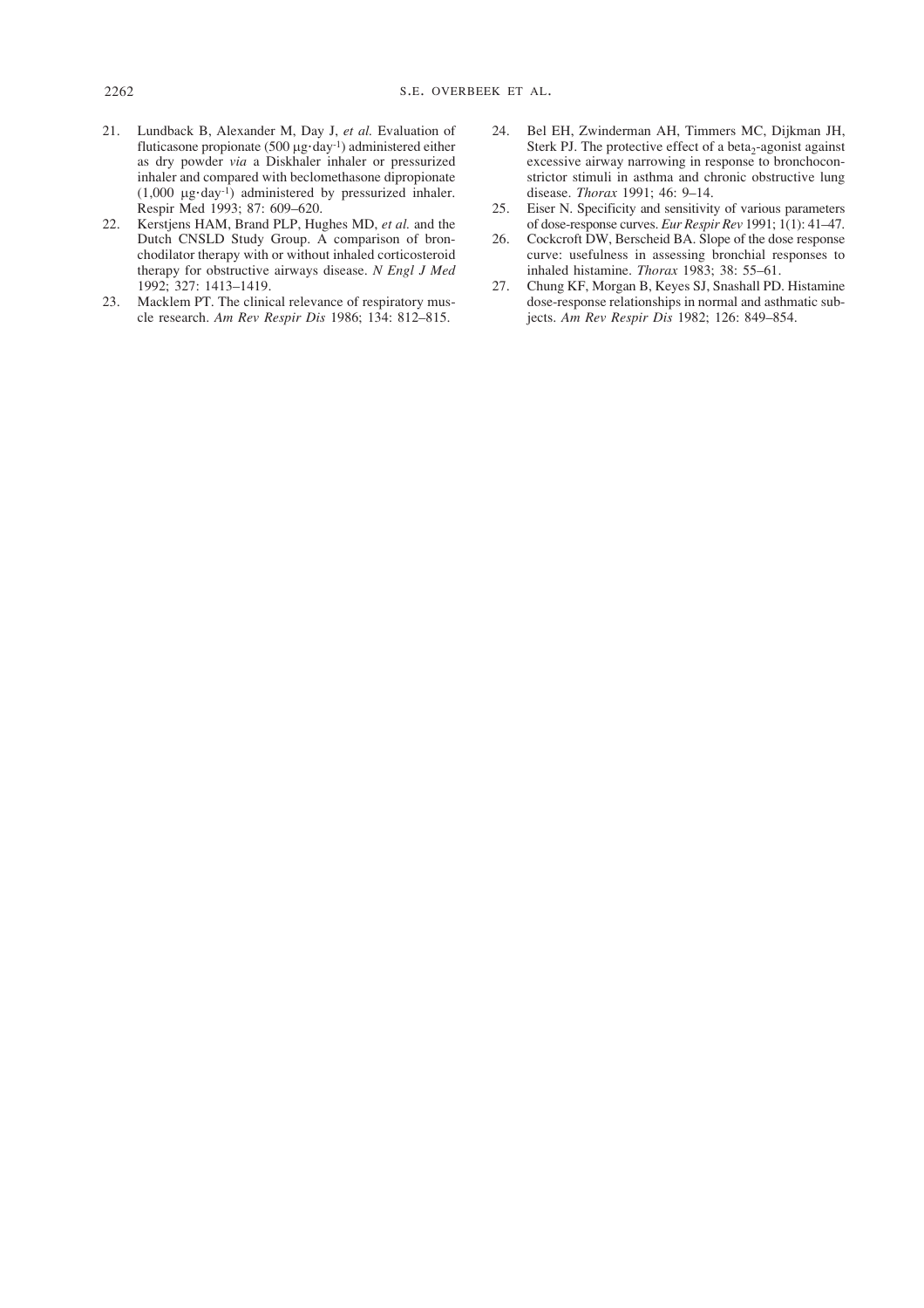21. Lundback B, Alexander M, Day J, *et al.* Evaluation of fluticasone propionate (500 µg·day$^{-1}$) administered either as dry powder *via* a Diskhaler inhaler or pressurized inhaler and compared with beclomethasone dipropionate (1,000 µg·day$^{-1}$) administered by pressurized inhaler. Respir Med 1993; 87: 609–620.
22. Kerstjens HAM, Brand PLP, Hughes MD, *et al.* and the Dutch CNSLD Study Group. A comparison of bronchodilator therapy with or without inhaled corticosteroid therapy for obstructive airways disease. *N Engl J Med* 1992; 327: 1413–1419.
23. Macklem PT. The clinical relevance of respiratory muscle research. *Am Rev Respir Dis* 1986; 134: 812–815.
24. Bel EH, Zwinderman AH, Timmers MC, Dijkman JH, Sterk PJ. The protective effect of a beta$_2$-agonist against excessive airway narrowing in response to bronchoconstrictor stimuli in asthma and chronic obstructive lung disease. *Thorax* 1991; 46: 9–14.
25. Eiser N. Specificity and sensitivity of various parameters of dose-response curves. *Eur Respir Rev* 1991; 1(1): 41–47.
26. Cockcroft DW, Berscheid BA. Slope of the dose response curve: usefulness in assessing bronchial responses to inhaled histamine. *Thorax* 1983; 38: 55–61.
27. Chung KF, Morgan B, Keyes SJ, Snashall PD. Histamine dose-response relationships in normal and asthmatic subjects. *Am Rev Respir Dis* 1982; 126: 849–854.